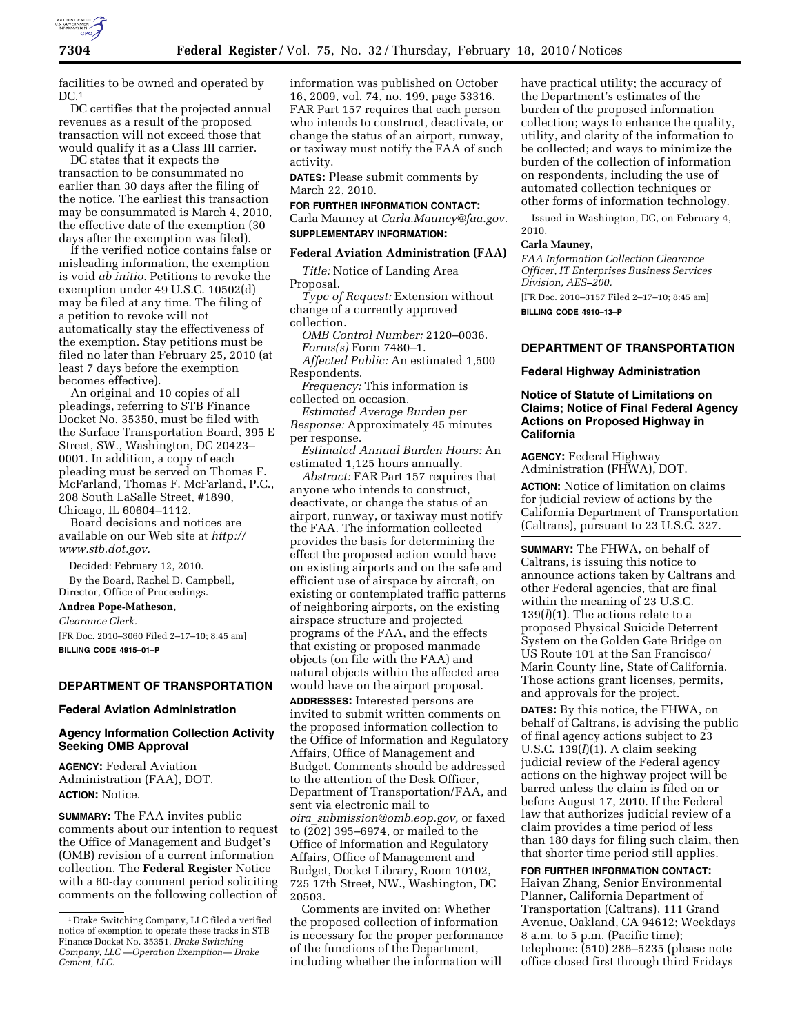facilities to be owned and operated by DC.[1]

DC certifies that the projected annual revenues as a result of the proposed transaction will not exceed those that would qualify it as a Class III carrier.

DC states that it expects the transaction to be consummated no earlier than 30 days after the filing of the notice. The earliest this transaction may be consummated is March 4, 2010, the effective date of the exemption (30 days after the exemption was filed).

If the verified notice contains false or misleading information, the exemption is void *ab initio.* Petitions to revoke the exemption under 49 U.S.C. 10502(d) may be filed at any time. The filing of a petition to revoke will not automatically stay the effectiveness of the exemption. Stay petitions must be filed no later than February 25, 2010 (at least 7 days before the exemption becomes effective).

An original and 10 copies of all pleadings, referring to STB Finance Docket No. 35350, must be filed with the Surface Transportation Board, 395 E Street, SW., Washington, DC 20423–0001. In addition, a copy of each pleading must be served on Thomas F. McFarland, Thomas F. McFarland, P.C., 208 South LaSalle Street, #1890, Chicago, IL 60604–1112.

Board decisions and notices are available on our Web site at *http://www.stb.dot.gov.*

Decided: February 12, 2010.

By the Board, Rachel D. Campbell, Director, Office of Proceedings.

**Andrea Pope-Matheson,**

*Clearance Clerk.*

[FR Doc. 2010–3060 Filed 2–17–10; 8:45 am]

**BILLING CODE 4915–01–P**

[1] Drake Switching Company, LLC filed a verified notice of exemption to operate these tracks in STB Finance Docket No. 35351, *Drake Switching Company, LLC —Operation Exemption— Drake Cement, LLC.*

## DEPARTMENT OF TRANSPORTATION

### Federal Aviation Administration

### Agency Information Collection Activity Seeking OMB Approval

**AGENCY:** Federal Aviation Administration (FAA), DOT.

**ACTION:** Notice.

**SUMMARY:** The FAA invites public comments about our intention to request the Office of Management and Budget's (OMB) revision of a current information collection. The **Federal Register** Notice with a 60-day comment period soliciting comments on the following collection of information was published on October 16, 2009, vol. 74, no. 199, page 53316. FAR Part 157 requires that each person who intends to construct, deactivate, or change the status of an airport, runway, or taxiway must notify the FAA of such activity.

**DATES:** Please submit comments by March 22, 2010.

**FOR FURTHER INFORMATION CONTACT:** Carla Mauney at *Carla.Mauney@faa.gov.*

**SUPPLEMENTARY INFORMATION:**

**Federal Aviation Administration (FAA)**

*Title:* Notice of Landing Area Proposal.

*Type of Request:* Extension without change of a currently approved collection.

*OMB Control Number:* 2120–0036.

*Forms(s)* Form 7480–1.

*Affected Public:* An estimated 1,500 Respondents.

*Frequency:* This information is collected on occasion.

*Estimated Average Burden per Response:* Approximately 45 minutes per response.

*Estimated Annual Burden Hours:* An estimated 1,125 hours annually.

*Abstract:* FAR Part 157 requires that anyone who intends to construct, deactivate, or change the status of an airport, runway, or taxiway must notify the FAA. The information collected provides the basis for determining the effect the proposed action would have on existing airports and on the safe and efficient use of airspace by aircraft, on existing or contemplated traffic patterns of neighboring airports, on the existing airspace structure and projected programs of the FAA, and the effects that existing or proposed manmade objects (on file with the FAA) and natural objects within the affected area would have on the airport proposal.

**ADDRESSES:** Interested persons are invited to submit written comments on the proposed information collection to the Office of Information and Regulatory Affairs, Office of Management and Budget. Comments should be addressed to the attention of the Desk Officer, Department of Transportation/FAA, and sent via electronic mail to *oira_submission@omb.eop.gov,* or faxed to (202) 395–6974, or mailed to the Office of Information and Regulatory Affairs, Office of Management and Budget, Docket Library, Room 10102, 725 17th Street, NW., Washington, DC 20503.

Comments are invited on: Whether the proposed collection of information is necessary for the proper performance of the functions of the Department, including whether the information will have practical utility; the accuracy of the Department's estimates of the burden of the proposed information collection; ways to enhance the quality, utility, and clarity of the information to be collected; and ways to minimize the burden of the collection of information on respondents, including the use of automated collection techniques or other forms of information technology.

Issued in Washington, DC, on February 4, 2010.

**Carla Mauney,**

*FAA Information Collection Clearance Officer, IT Enterprises Business Services Division, AES–200.*

[FR Doc. 2010–3157 Filed 2–17–10; 8:45 am]

**BILLING CODE 4910–13–P**

## DEPARTMENT OF TRANSPORTATION

### Federal Highway Administration

### Notice of Statute of Limitations on Claims; Notice of Final Federal Agency Actions on Proposed Highway in California

**AGENCY:** Federal Highway Administration (FHWA), DOT.

**ACTION:** Notice of limitation on claims for judicial review of actions by the California Department of Transportation (Caltrans), pursuant to 23 U.S.C. 327.

**SUMMARY:** The FHWA, on behalf of Caltrans, is issuing this notice to announce actions taken by Caltrans and other Federal agencies, that are final within the meaning of 23 U.S.C. 139(*l*)(1). The actions relate to a proposed Physical Suicide Deterrent System on the Golden Gate Bridge on US Route 101 at the San Francisco/Marin County line, State of California. Those actions grant licenses, permits, and approvals for the project.

**DATES:** By this notice, the FHWA, on behalf of Caltrans, is advising the public of final agency actions subject to 23 U.S.C. 139(*l*)(1). A claim seeking judicial review of the Federal agency actions on the highway project will be barred unless the claim is filed on or before August 17, 2010. If the Federal law that authorizes judicial review of a claim provides a time period of less than 180 days for filing such claim, then that shorter time period still applies.

**FOR FURTHER INFORMATION CONTACT:** Haiyan Zhang, Senior Environmental Planner, California Department of Transportation (Caltrans), 111 Grand Avenue, Oakland, CA 94612; Weekdays 8 a.m. to 5 p.m. (Pacific time); telephone: (510) 286–5235 (please note office closed first through third Fridays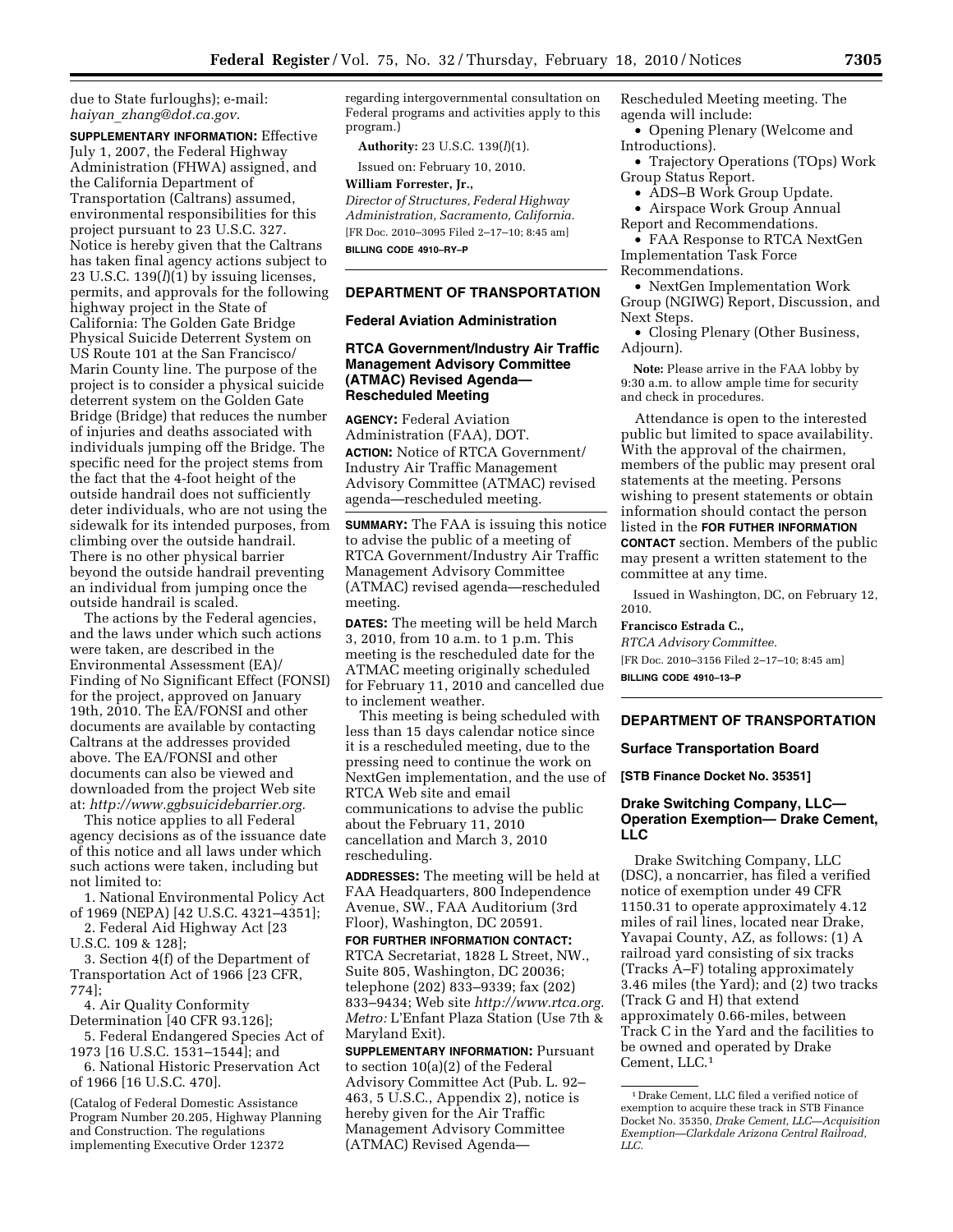due to State furloughs); e-mail: *haiyan_zhang@dot.ca.gov.*

**SUPPLEMENTARY INFORMATION:** Effective July 1, 2007, the Federal Highway Administration (FHWA) assigned, and the California Department of Transportation (Caltrans) assumed, environmental responsibilities for this project pursuant to 23 U.S.C. 327. Notice is hereby given that the Caltrans has taken final agency actions subject to 23 U.S.C. 139(*l*)(1) by issuing licenses, permits, and approvals for the following highway project in the State of California: The Golden Gate Bridge Physical Suicide Deterrent System on US Route 101 at the San Francisco/Marin County line. The purpose of the project is to consider a physical suicide deterrent system on the Golden Gate Bridge (Bridge) that reduces the number of injuries and deaths associated with individuals jumping off the Bridge. The specific need for the project stems from the fact that the 4-foot height of the outside handrail does not sufficiently deter individuals, who are not using the sidewalk for its intended purposes, from climbing over the outside handrail. There is no other physical barrier beyond the outside handrail preventing an individual from jumping once the outside handrail is scaled.

The actions by the Federal agencies, and the laws under which such actions were taken, are described in the Environmental Assessment (EA)/Finding of No Significant Effect (FONSI) for the project, approved on January 19th, 2010. The EA/FONSI and other documents are available by contacting Caltrans at the addresses provided above. The EA/FONSI and other documents can also be viewed and downloaded from the project Web site at: *http://www.ggbsuicidebarrier.org.*

This notice applies to all Federal agency decisions as of the issuance date of this notice and all laws under which such actions were taken, including but not limited to:

1. National Environmental Policy Act of 1969 (NEPA) [42 U.S.C. 4321–4351];
2. Federal Aid Highway Act [23 U.S.C. 109 & 128];
3. Section 4(f) of the Department of Transportation Act of 1966 [23 CFR, 774];
4. Air Quality Conformity Determination [40 CFR 93.126];
5. Federal Endangered Species Act of 1973 [16 U.S.C. 1531–1544]; and
6. National Historic Preservation Act of 1966 [16 U.S.C. 470].

(Catalog of Federal Domestic Assistance Program Number 20.205, Highway Planning and Construction. The regulations implementing Executive Order 12372 regarding intergovernmental consultation on Federal programs and activities apply to this program.)

**Authority:** 23 U.S.C. 139(*l*)(1).

Issued on: February 10, 2010.

**William Forrester, Jr.,**

*Director of Structures, Federal Highway Administration, Sacramento, California.*

[FR Doc. 2010–3095 Filed 2–17–10; 8:45 am]

**BILLING CODE 4910–RY–P**

## DEPARTMENT OF TRANSPORTATION

### Federal Aviation Administration

### RTCA Government/Industry Air Traffic Management Advisory Committee (ATMAC) Revised Agenda—Rescheduled Meeting

**AGENCY:** Federal Aviation Administration (FAA), DOT.

**ACTION:** Notice of RTCA Government/Industry Air Traffic Management Advisory Committee (ATMAC) revised agenda—rescheduled meeting.

**SUMMARY:** The FAA is issuing this notice to advise the public of a meeting of RTCA Government/Industry Air Traffic Management Advisory Committee (ATMAC) revised agenda—rescheduled meeting.

**DATES:** The meeting will be held March 3, 2010, from 10 a.m. to 1 p.m. This meeting is the rescheduled date for the ATMAC meeting originally scheduled for February 11, 2010 and cancelled due to inclement weather.

This meeting is being scheduled with less than 15 days calendar notice since it is a rescheduled meeting, due to the pressing need to continue the work on NextGen implementation, and the use of RTCA Web site and email communications to advise the public about the February 11, 2010 cancellation and March 3, 2010 rescheduling.

**ADDRESSES:** The meeting will be held at FAA Headquarters, 800 Independence Avenue, SW., FAA Auditorium (3rd Floor), Washington, DC 20591.

**FOR FURTHER INFORMATION CONTACT:** RTCA Secretariat, 1828 L Street, NW., Suite 805, Washington, DC 20036; telephone (202) 833–9339; fax (202) 833–9434; Web site *http://www.rtca.org. Metro:* L'Enfant Plaza Station (Use 7th & Maryland Exit).

**SUPPLEMENTARY INFORMATION:** Pursuant to section 10(a)(2) of the Federal Advisory Committee Act (Pub. L. 92–463, 5 U.S.C., Appendix 2), notice is hereby given for the Air Traffic Management Advisory Committee (ATMAC) Revised Agenda—Rescheduled Meeting meeting. The agenda will include:

- Opening Plenary (Welcome and Introductions).
- Trajectory Operations (TOps) Work Group Status Report.
- ADS–B Work Group Update.
- Airspace Work Group Annual Report and Recommendations.
- FAA Response to RTCA NextGen Implementation Task Force Recommendations.
- NextGen Implementation Work Group (NGIWG) Report, Discussion, and Next Steps.
- Closing Plenary (Other Business, Adjourn).

**Note:** Please arrive in the FAA lobby by 9:30 a.m. to allow ample time for security and check in procedures.

Attendance is open to the interested public but limited to space availability. With the approval of the chairmen, members of the public may present oral statements at the meeting. Persons wishing to present statements or obtain information should contact the person listed in the **FOR FUTHER INFORMATION CONTACT** section. Members of the public may present a written statement to the committee at any time.

Issued in Washington, DC, on February 12, 2010.

**Francisco Estrada C.,**

*RTCA Advisory Committee.*

[FR Doc. 2010–3156 Filed 2–17–10; 8:45 am]

**BILLING CODE 4910–13–P**

## DEPARTMENT OF TRANSPORTATION

### Surface Transportation Board

**[STB Finance Docket No. 35351]**

### Drake Switching Company, LLC—Operation Exemption— Drake Cement, LLC

Drake Switching Company, LLC (DSC), a noncarrier, has filed a verified notice of exemption under 49 CFR 1150.31 to operate approximately 4.12 miles of rail lines, located near Drake, Yavapai County, AZ, as follows: (1) A railroad yard consisting of six tracks (Tracks A–F) totaling approximately 3.46 miles (the Yard); and (2) two tracks (Track G and H) that extend approximately 0.66-miles, between Track C in the Yard and the facilities to be owned and operated by Drake Cement, LLC.[1]

[1] Drake Cement, LLC filed a verified notice of exemption to acquire these track in STB Finance Docket No. 35350, *Drake Cement, LLC—Acquisition Exemption—Clarkdale Arizona Central Railroad, LLC.*